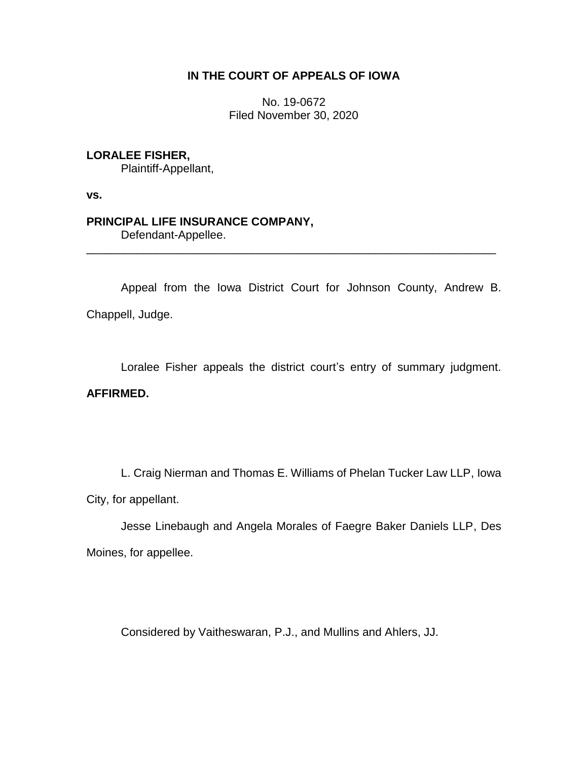**IN THE COURT OF APPEALS OF IOWA**

No. 19-0672
Filed November 30, 2020

**LORALEE FISHER,**
Plaintiff-Appellant,

**vs.**

**PRINCIPAL LIFE INSURANCE COMPANY,**
Defendant-Appellee.

---

Appeal from the Iowa District Court for Johnson County, Andrew B. Chappell, Judge.

Loralee Fisher appeals the district court's entry of summary judgment. **AFFIRMED.**

L. Craig Nierman and Thomas E. Williams of Phelan Tucker Law LLP, Iowa City, for appellant.

Jesse Linebaugh and Angela Morales of Faegre Baker Daniels LLP, Des Moines, for appellee.

Considered by Vaitheswaran, P.J., and Mullins and Ahlers, JJ.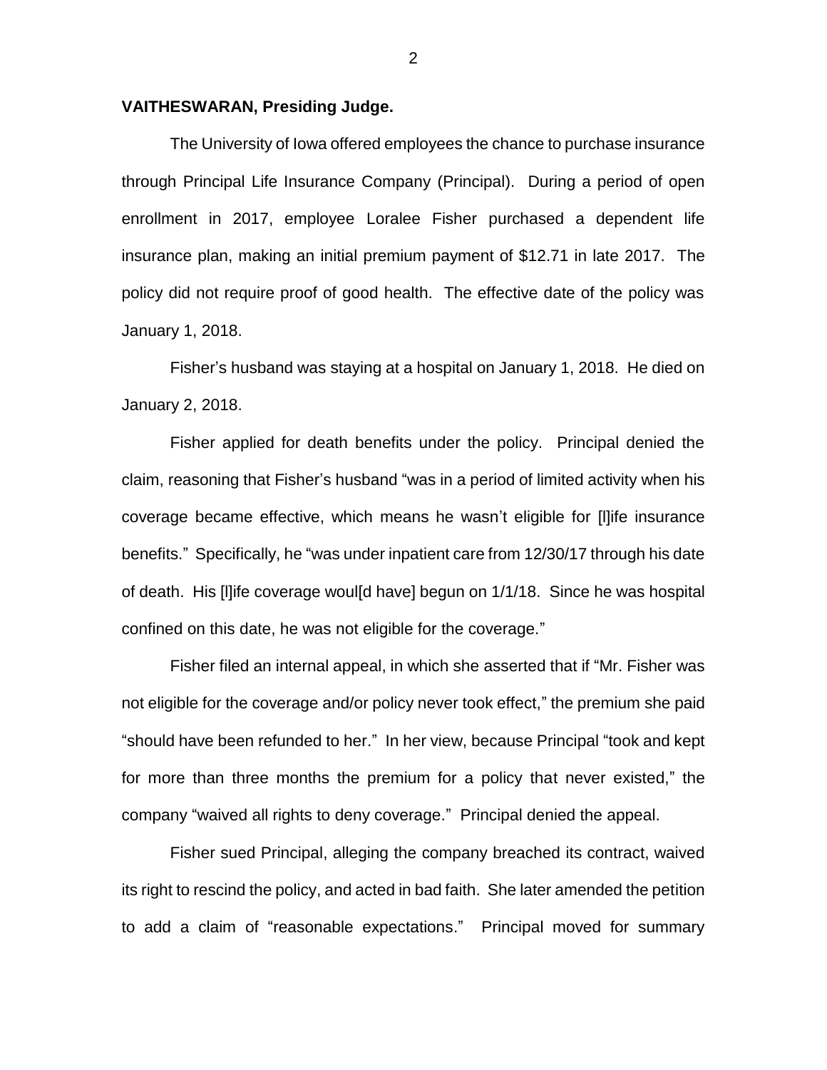**VAITHESWARAN, Presiding Judge.**

The University of Iowa offered employees the chance to purchase insurance through Principal Life Insurance Company (Principal). During a period of open enrollment in 2017, employee Loralee Fisher purchased a dependent life insurance plan, making an initial premium payment of $12.71 in late 2017. The policy did not require proof of good health. The effective date of the policy was January 1, 2018.

Fisher's husband was staying at a hospital on January 1, 2018. He died on January 2, 2018.

Fisher applied for death benefits under the policy. Principal denied the claim, reasoning that Fisher's husband "was in a period of limited activity when his coverage became effective, which means he wasn't eligible for [l]ife insurance benefits." Specifically, he "was under inpatient care from 12/30/17 through his date of death. His [l]ife coverage woul[d have] begun on 1/1/18. Since he was hospital confined on this date, he was not eligible for the coverage."

Fisher filed an internal appeal, in which she asserted that if "Mr. Fisher was not eligible for the coverage and/or policy never took effect," the premium she paid "should have been refunded to her." In her view, because Principal "took and kept for more than three months the premium for a policy that never existed," the company "waived all rights to deny coverage." Principal denied the appeal.

Fisher sued Principal, alleging the company breached its contract, waived its right to rescind the policy, and acted in bad faith. She later amended the petition to add a claim of "reasonable expectations." Principal moved for summary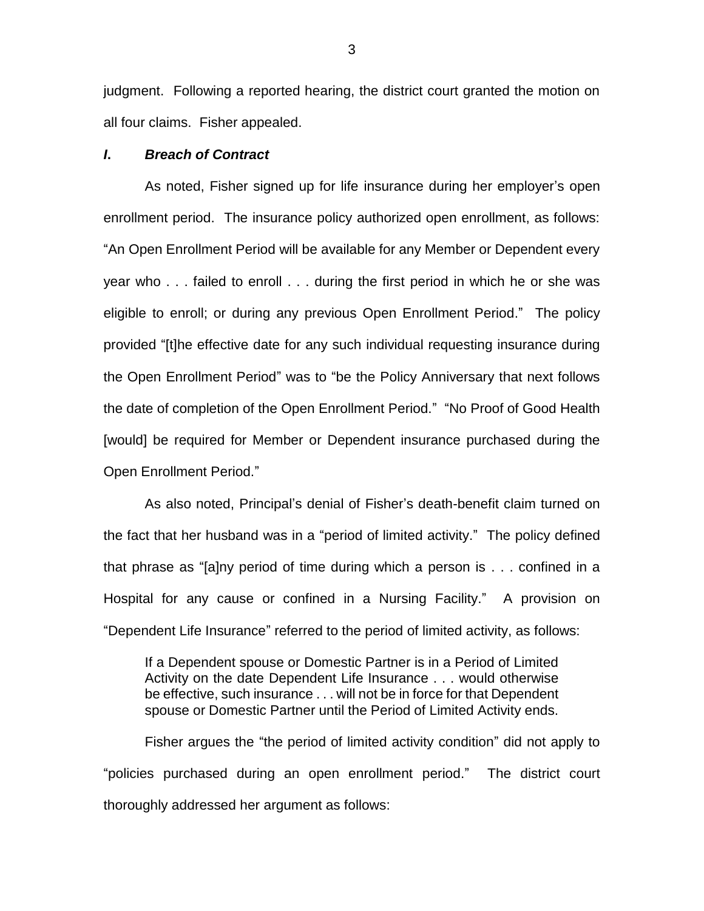judgment. Following a reported hearing, the district court granted the motion on all four claims. Fisher appealed.

### *I. Breach of Contract*

As noted, Fisher signed up for life insurance during her employer's open enrollment period. The insurance policy authorized open enrollment, as follows: "An Open Enrollment Period will be available for any Member or Dependent every year who . . . failed to enroll . . . during the first period in which he or she was eligible to enroll; or during any previous Open Enrollment Period." The policy provided "[t]he effective date for any such individual requesting insurance during the Open Enrollment Period" was to "be the Policy Anniversary that next follows the date of completion of the Open Enrollment Period." "No Proof of Good Health [would] be required for Member or Dependent insurance purchased during the Open Enrollment Period."

As also noted, Principal's denial of Fisher's death-benefit claim turned on the fact that her husband was in a "period of limited activity." The policy defined that phrase as "[a]ny period of time during which a person is . . . confined in a Hospital for any cause or confined in a Nursing Facility." A provision on "Dependent Life Insurance" referred to the period of limited activity, as follows:

> If a Dependent spouse or Domestic Partner is in a Period of Limited Activity on the date Dependent Life Insurance . . . would otherwise be effective, such insurance . . . will not be in force for that Dependent spouse or Domestic Partner until the Period of Limited Activity ends.

Fisher argues the "the period of limited activity condition" did not apply to "policies purchased during an open enrollment period." The district court thoroughly addressed her argument as follows: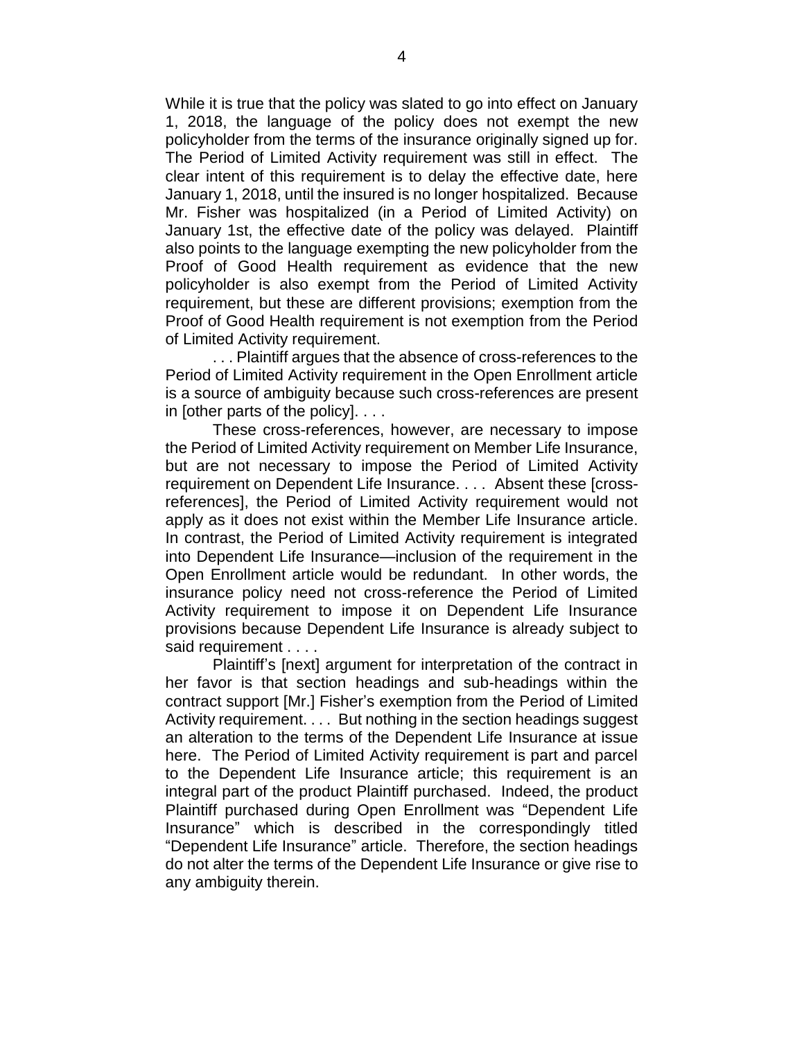While it is true that the policy was slated to go into effect on January 1, 2018, the language of the policy does not exempt the new policyholder from the terms of the insurance originally signed up for. The Period of Limited Activity requirement was still in effect. The clear intent of this requirement is to delay the effective date, here January 1, 2018, until the insured is no longer hospitalized. Because Mr. Fisher was hospitalized (in a Period of Limited Activity) on January 1st, the effective date of the policy was delayed. Plaintiff also points to the language exempting the new policyholder from the Proof of Good Health requirement as evidence that the new policyholder is also exempt from the Period of Limited Activity requirement, but these are different provisions; exemption from the Proof of Good Health requirement is not exemption from the Period of Limited Activity requirement.

. . . Plaintiff argues that the absence of cross-references to the Period of Limited Activity requirement in the Open Enrollment article is a source of ambiguity because such cross-references are present in [other parts of the policy]. . . .

These cross-references, however, are necessary to impose the Period of Limited Activity requirement on Member Life Insurance, but are not necessary to impose the Period of Limited Activity requirement on Dependent Life Insurance. . . . Absent these [cross-references], the Period of Limited Activity requirement would not apply as it does not exist within the Member Life Insurance article. In contrast, the Period of Limited Activity requirement is integrated into Dependent Life Insurance—inclusion of the requirement in the Open Enrollment article would be redundant. In other words, the insurance policy need not cross-reference the Period of Limited Activity requirement to impose it on Dependent Life Insurance provisions because Dependent Life Insurance is already subject to said requirement . . . .

Plaintiff's [next] argument for interpretation of the contract in her favor is that section headings and sub-headings within the contract support [Mr.] Fisher's exemption from the Period of Limited Activity requirement. . . . But nothing in the section headings suggest an alteration to the terms of the Dependent Life Insurance at issue here. The Period of Limited Activity requirement is part and parcel to the Dependent Life Insurance article; this requirement is an integral part of the product Plaintiff purchased. Indeed, the product Plaintiff purchased during Open Enrollment was "Dependent Life Insurance" which is described in the correspondingly titled "Dependent Life Insurance" article. Therefore, the section headings do not alter the terms of the Dependent Life Insurance or give rise to any ambiguity therein.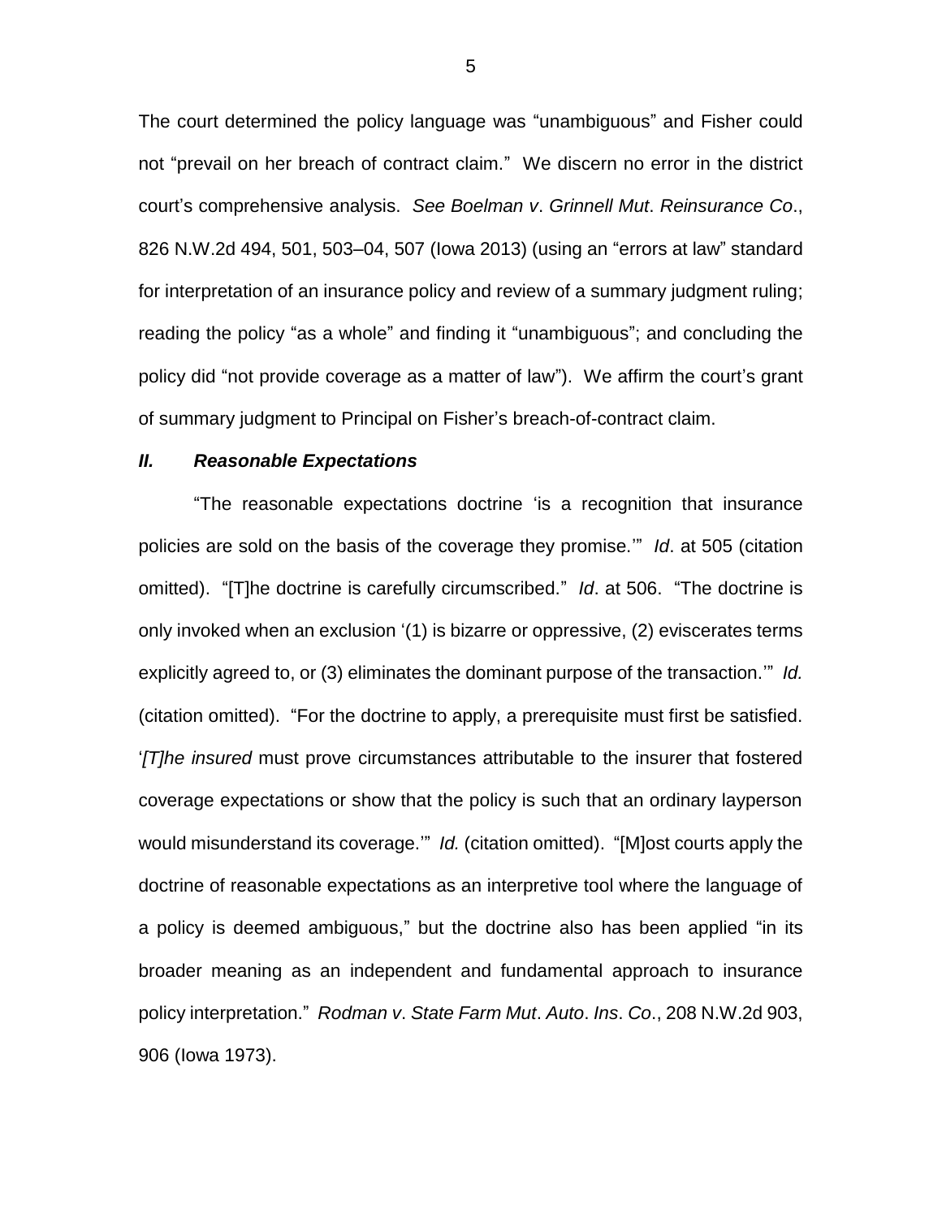The court determined the policy language was "unambiguous" and Fisher could not "prevail on her breach of contract claim." We discern no error in the district court's comprehensive analysis. *See Boelman v. Grinnell Mut. Reinsurance Co.*, 826 N.W.2d 494, 501, 503–04, 507 (Iowa 2013) (using an "errors at law" standard for interpretation of an insurance policy and review of a summary judgment ruling; reading the policy "as a whole" and finding it "unambiguous"; and concluding the policy did "not provide coverage as a matter of law"). We affirm the court's grant of summary judgment to Principal on Fisher's breach-of-contract claim.

### *II. Reasonable Expectations*

"The reasonable expectations doctrine 'is a recognition that insurance policies are sold on the basis of the coverage they promise.'" *Id*. at 505 (citation omitted). "[T]he doctrine is carefully circumscribed." *Id*. at 506. "The doctrine is only invoked when an exclusion '(1) is bizarre or oppressive, (2) eviscerates terms explicitly agreed to, or (3) eliminates the dominant purpose of the transaction.'" *Id.* (citation omitted). "For the doctrine to apply, a prerequisite must first be satisfied. '*[T]he insured* must prove circumstances attributable to the insurer that fostered coverage expectations or show that the policy is such that an ordinary layperson would misunderstand its coverage.'" *Id.* (citation omitted). "[M]ost courts apply the doctrine of reasonable expectations as an interpretive tool where the language of a policy is deemed ambiguous," but the doctrine also has been applied "in its broader meaning as an independent and fundamental approach to insurance policy interpretation." *Rodman v. State Farm Mut. Auto. Ins. Co.*, 208 N.W.2d 903, 906 (Iowa 1973).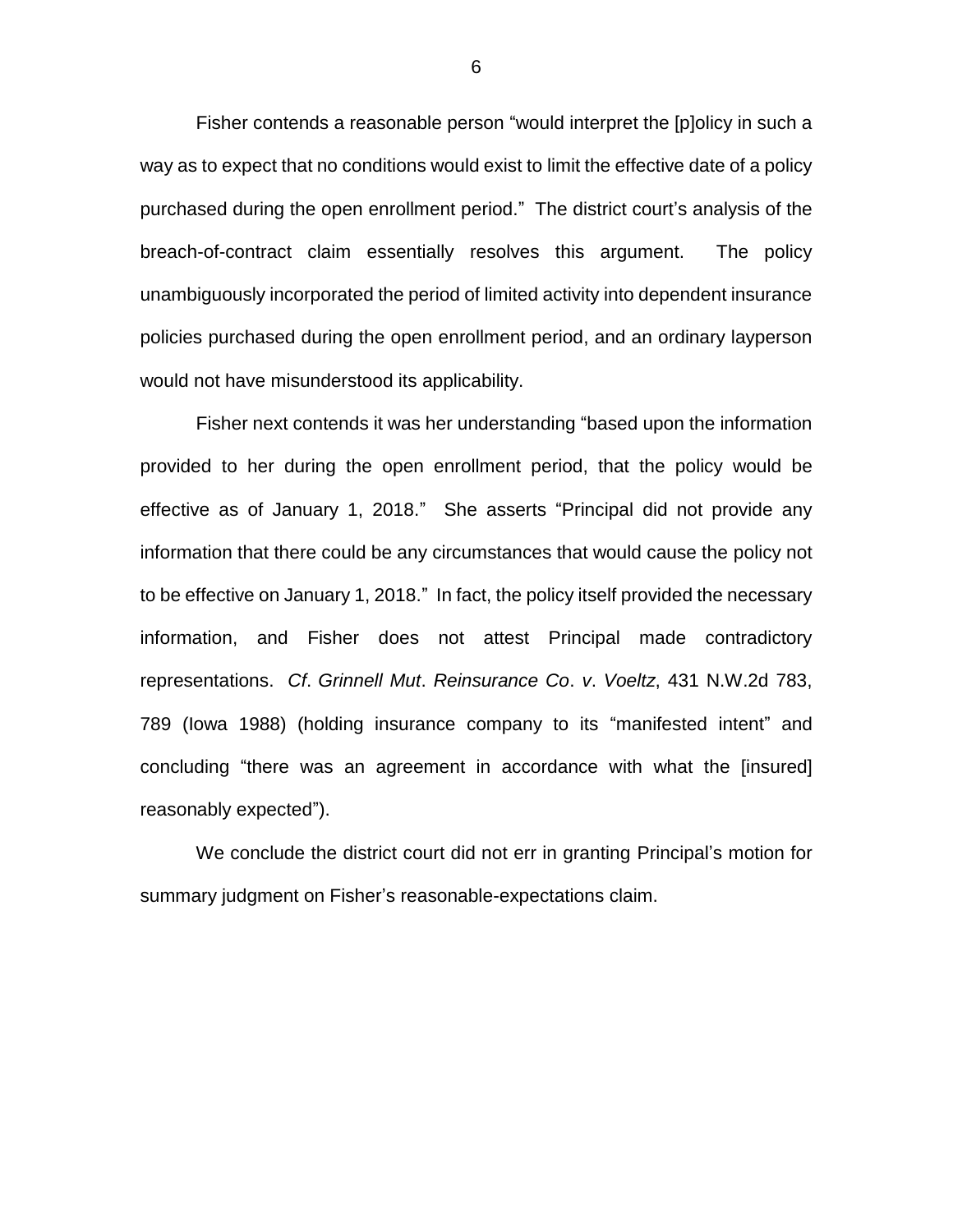Fisher contends a reasonable person "would interpret the [p]olicy in such a way as to expect that no conditions would exist to limit the effective date of a policy purchased during the open enrollment period." The district court's analysis of the breach-of-contract claim essentially resolves this argument. The policy unambiguously incorporated the period of limited activity into dependent insurance policies purchased during the open enrollment period, and an ordinary layperson would not have misunderstood its applicability.

Fisher next contends it was her understanding "based upon the information provided to her during the open enrollment period, that the policy would be effective as of January 1, 2018." She asserts "Principal did not provide any information that there could be any circumstances that would cause the policy not to be effective on January 1, 2018." In fact, the policy itself provided the necessary information, and Fisher does not attest Principal made contradictory representations. *Cf*. *Grinnell Mut*. *Reinsurance Co*. *v*. *Voeltz*, 431 N.W.2d 783, 789 (Iowa 1988) (holding insurance company to its "manifested intent" and concluding "there was an agreement in accordance with what the [insured] reasonably expected").

We conclude the district court did not err in granting Principal's motion for summary judgment on Fisher's reasonable-expectations claim.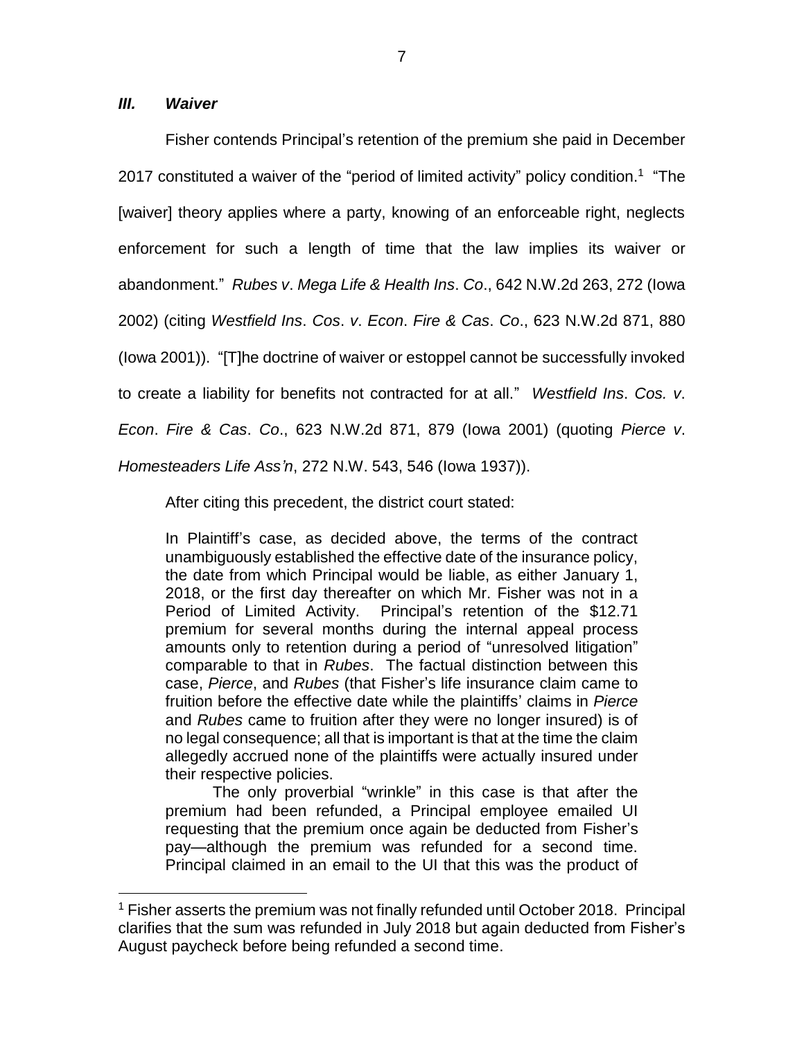### *III. Waiver*

Fisher contends Principal's retention of the premium she paid in December 2017 constituted a waiver of the "period of limited activity" policy condition.[1] "The [waiver] theory applies where a party, knowing of an enforceable right, neglects enforcement for such a length of time that the law implies its waiver or abandonment." *Rubes v. Mega Life & Health Ins. Co.*, 642 N.W.2d 263, 272 (Iowa 2002) (citing *Westfield Ins. Cos. v. Econ. Fire & Cas. Co.*, 623 N.W.2d 871, 880 (Iowa 2001)). "[T]he doctrine of waiver or estoppel cannot be successfully invoked to create a liability for benefits not contracted for at all." *Westfield Ins. Cos. v. Econ. Fire & Cas. Co.*, 623 N.W.2d 871, 879 (Iowa 2001) (quoting *Pierce v. Homesteaders Life Ass'n*, 272 N.W. 543, 546 (Iowa 1937)).

After citing this precedent, the district court stated:

> In Plaintiff's case, as decided above, the terms of the contract unambiguously established the effective date of the insurance policy, the date from which Principal would be liable, as either January 1, 2018, or the first day thereafter on which Mr. Fisher was not in a Period of Limited Activity. Principal's retention of the $12.71 premium for several months during the internal appeal process amounts only to retention during a period of "unresolved litigation" comparable to that in *Rubes*. The factual distinction between this case, *Pierce*, and *Rubes* (that Fisher's life insurance claim came to fruition before the effective date while the plaintiffs' claims in *Pierce* and *Rubes* came to fruition after they were no longer insured) is of no legal consequence; all that is important is that at the time the claim allegedly accrued none of the plaintiffs were actually insured under their respective policies.
>
> The only proverbial "wrinkle" in this case is that after the premium had been refunded, a Principal employee emailed UI requesting that the premium once again be deducted from Fisher's pay—although the premium was refunded for a second time. Principal claimed in an email to the UI that this was the product of

---

[1] Fisher asserts the premium was not finally refunded until October 2018. Principal clarifies that the sum was refunded in July 2018 but again deducted from Fisher's August paycheck before being refunded a second time.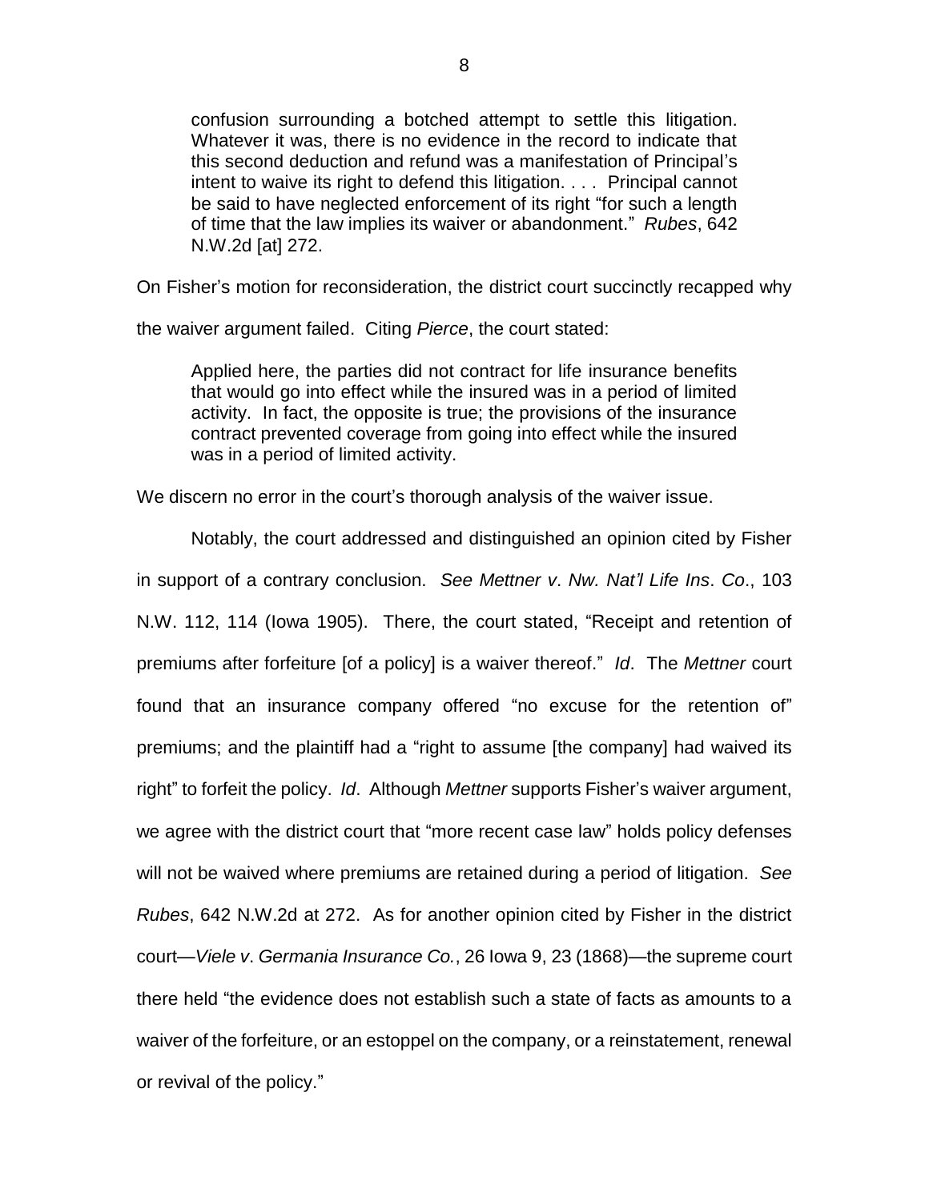> confusion surrounding a botched attempt to settle this litigation. Whatever it was, there is no evidence in the record to indicate that this second deduction and refund was a manifestation of Principal's intent to waive its right to defend this litigation. . . . Principal cannot be said to have neglected enforcement of its right "for such a length of time that the law implies its waiver or abandonment." *Rubes*, 642 N.W.2d [at] 272.

On Fisher's motion for reconsideration, the district court succinctly recapped why the waiver argument failed. Citing *Pierce*, the court stated:

> Applied here, the parties did not contract for life insurance benefits that would go into effect while the insured was in a period of limited activity. In fact, the opposite is true; the provisions of the insurance contract prevented coverage from going into effect while the insured was in a period of limited activity.

We discern no error in the court's thorough analysis of the waiver issue.

Notably, the court addressed and distinguished an opinion cited by Fisher in support of a contrary conclusion. *See Mettner v. Nw. Nat'l Life Ins. Co.*, 103 N.W. 112, 114 (Iowa 1905). There, the court stated, "Receipt and retention of premiums after forfeiture [of a policy] is a waiver thereof." *Id*. The *Mettner* court found that an insurance company offered "no excuse for the retention of" premiums; and the plaintiff had a "right to assume [the company] had waived its right" to forfeit the policy. *Id*. Although *Mettner* supports Fisher's waiver argument, we agree with the district court that "more recent case law" holds policy defenses will not be waived where premiums are retained during a period of litigation. *See Rubes*, 642 N.W.2d at 272. As for another opinion cited by Fisher in the district court—*Viele v. Germania Insurance Co.*, 26 Iowa 9, 23 (1868)—the supreme court there held "the evidence does not establish such a state of facts as amounts to a waiver of the forfeiture, or an estoppel on the company, or a reinstatement, renewal or revival of the policy."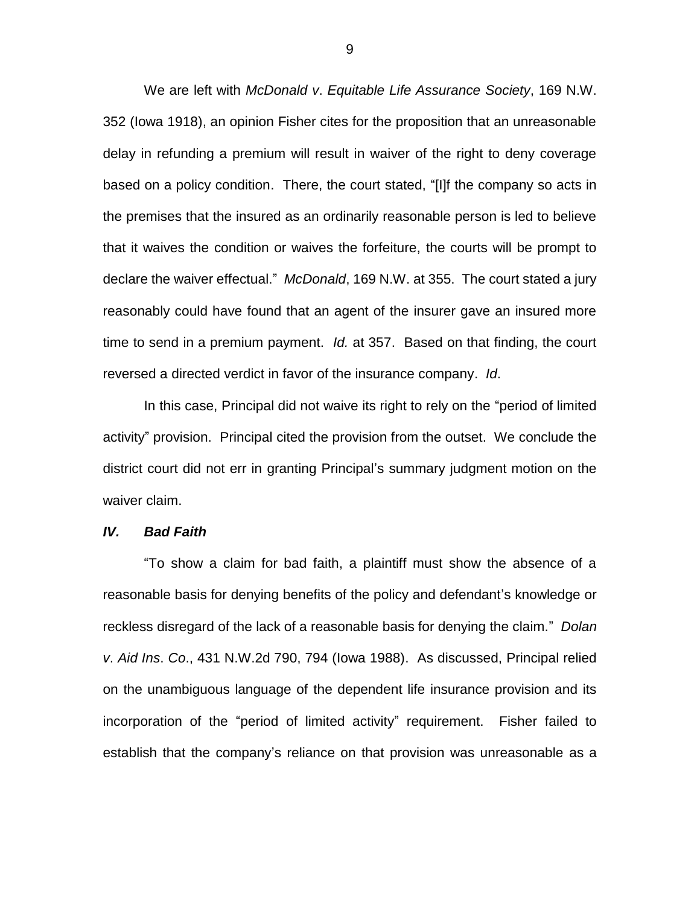We are left with *McDonald v*. *Equitable Life Assurance Society*, 169 N.W. 352 (Iowa 1918), an opinion Fisher cites for the proposition that an unreasonable delay in refunding a premium will result in waiver of the right to deny coverage based on a policy condition. There, the court stated, "[I]f the company so acts in the premises that the insured as an ordinarily reasonable person is led to believe that it waives the condition or waives the forfeiture, the courts will be prompt to declare the waiver effectual." *McDonald*, 169 N.W. at 355. The court stated a jury reasonably could have found that an agent of the insurer gave an insured more time to send in a premium payment. *Id.* at 357. Based on that finding, the court reversed a directed verdict in favor of the insurance company. *Id*.

In this case, Principal did not waive its right to rely on the "period of limited activity" provision. Principal cited the provision from the outset. We conclude the district court did not err in granting Principal's summary judgment motion on the waiver claim.

### ***IV. Bad Faith***

"To show a claim for bad faith, a plaintiff must show the absence of a reasonable basis for denying benefits of the policy and defendant's knowledge or reckless disregard of the lack of a reasonable basis for denying the claim." *Dolan v*. *Aid Ins*. *Co*., 431 N.W.2d 790, 794 (Iowa 1988). As discussed, Principal relied on the unambiguous language of the dependent life insurance provision and its incorporation of the "period of limited activity" requirement. Fisher failed to establish that the company's reliance on that provision was unreasonable as a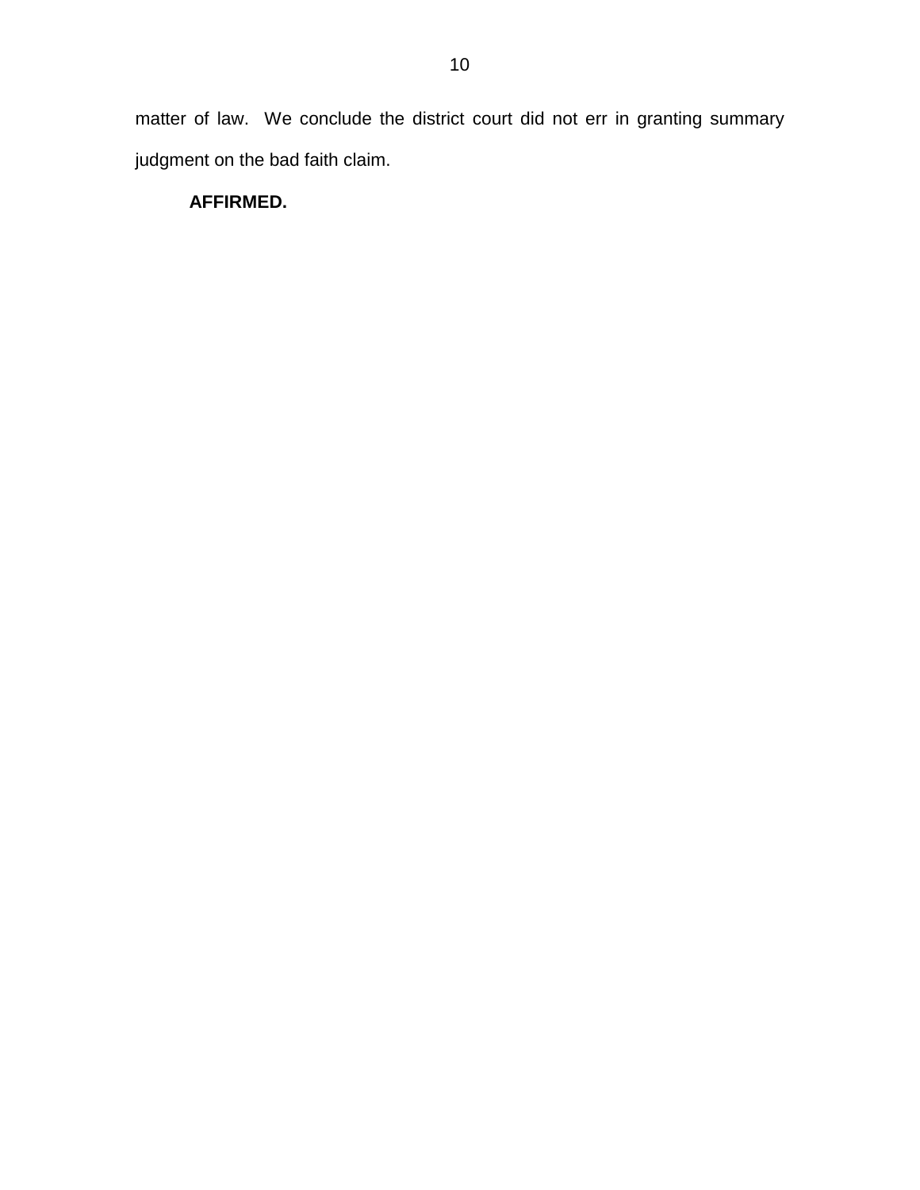matter of law. We conclude the district court did not err in granting summary judgment on the bad faith claim.

**AFFIRMED.**